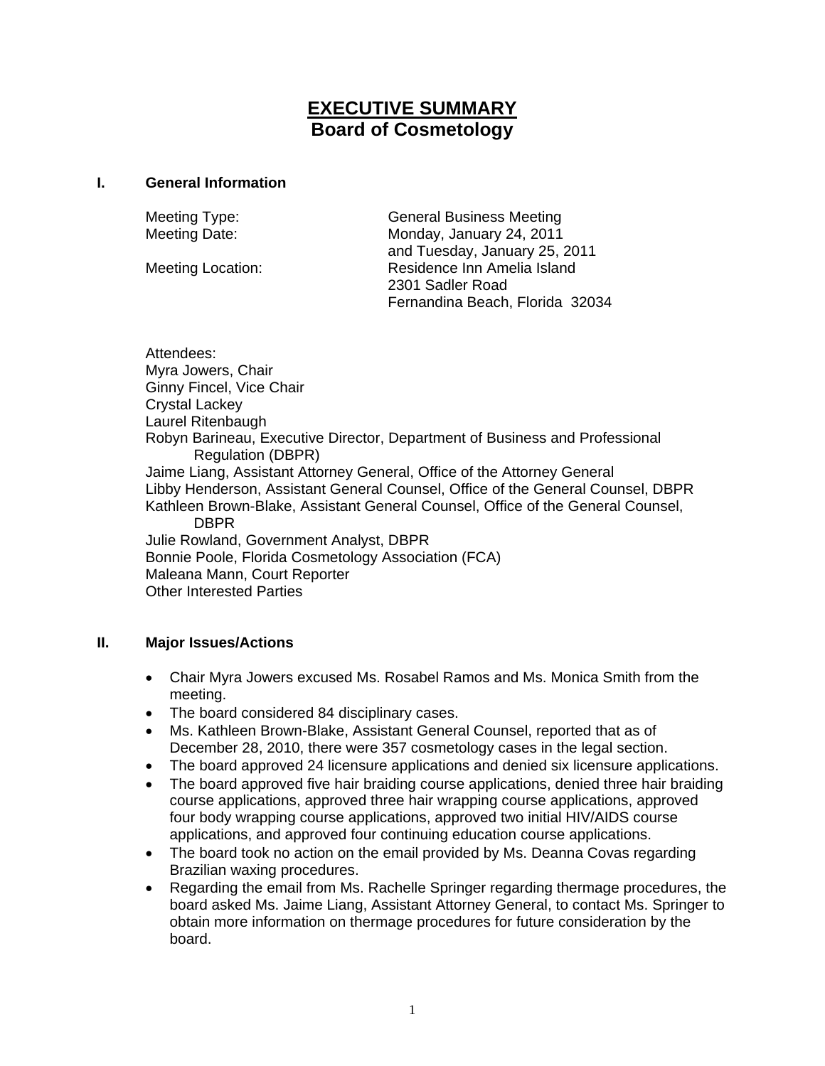# EXECUTIVE SUMMARY
## Board of Cosmetology

### I. General Information

Meeting Type: General Business Meeting
Meeting Date: Monday, January 24, 2011
and Tuesday, January 25, 2011
Meeting Location: Residence Inn Amelia Island
2301 Sadler Road
Fernandina Beach, Florida 32034

Attendees:
Myra Jowers, Chair
Ginny Fincel, Vice Chair
Crystal Lackey
Laurel Ritenbaugh
Robyn Barineau, Executive Director, Department of Business and Professional Regulation (DBPR)
Jaime Liang, Assistant Attorney General, Office of the Attorney General
Libby Henderson, Assistant General Counsel, Office of the General Counsel, DBPR
Kathleen Brown-Blake, Assistant General Counsel, Office of the General Counsel, DBPR
Julie Rowland, Government Analyst, DBPR
Bonnie Poole, Florida Cosmetology Association (FCA)
Maleana Mann, Court Reporter
Other Interested Parties

### II. Major Issues/Actions

- Chair Myra Jowers excused Ms. Rosabel Ramos and Ms. Monica Smith from the meeting.
- The board considered 84 disciplinary cases.
- Ms. Kathleen Brown-Blake, Assistant General Counsel, reported that as of December 28, 2010, there were 357 cosmetology cases in the legal section.
- The board approved 24 licensure applications and denied six licensure applications.
- The board approved five hair braiding course applications, denied three hair braiding course applications, approved three hair wrapping course applications, approved four body wrapping course applications, approved two initial HIV/AIDS course applications, and approved four continuing education course applications.
- The board took no action on the email provided by Ms. Deanna Covas regarding Brazilian waxing procedures.
- Regarding the email from Ms. Rachelle Springer regarding thermage procedures, the board asked Ms. Jaime Liang, Assistant Attorney General, to contact Ms. Springer to obtain more information on thermage procedures for future consideration by the board.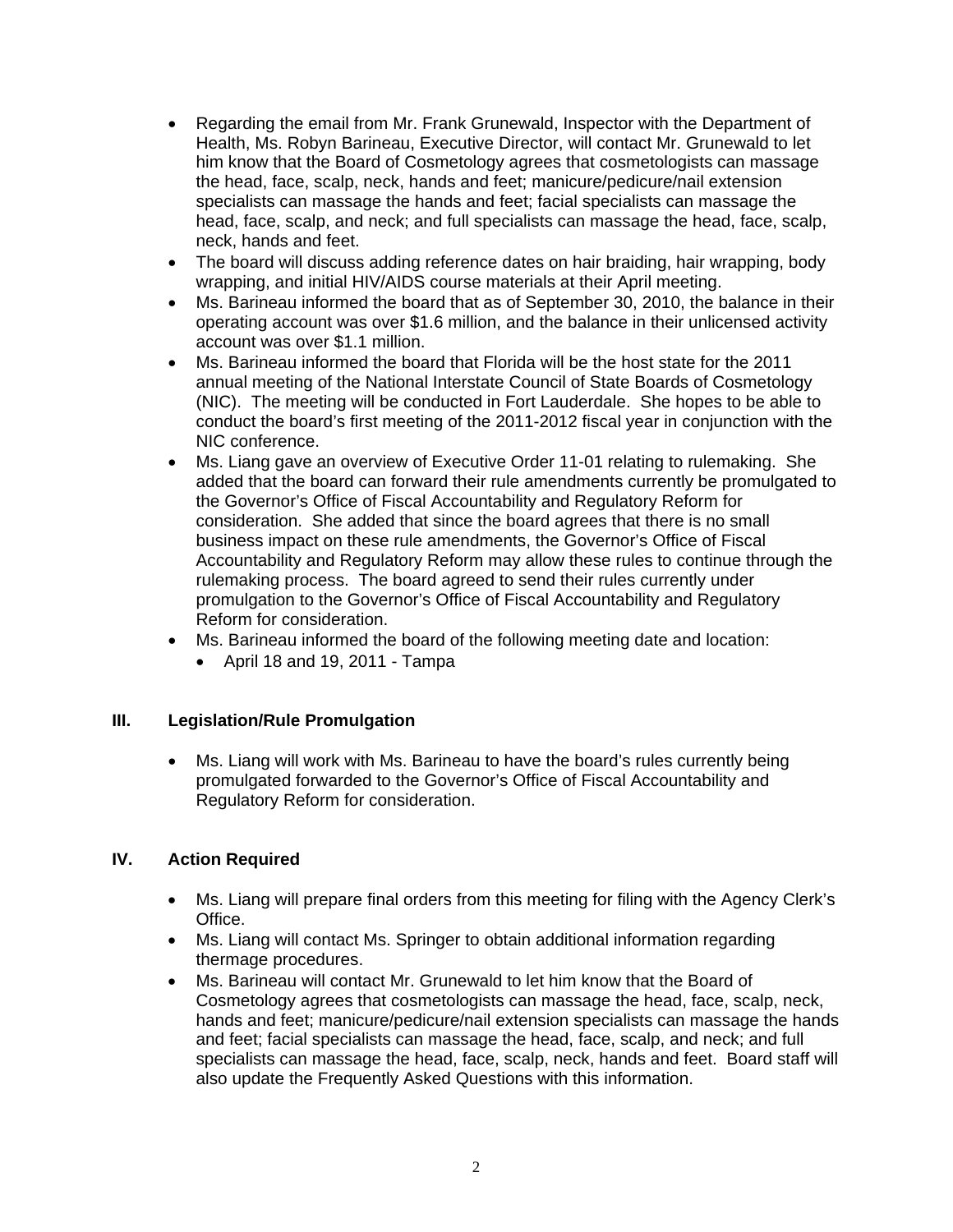- Regarding the email from Mr. Frank Grunewald, Inspector with the Department of Health, Ms. Robyn Barineau, Executive Director, will contact Mr. Grunewald to let him know that the Board of Cosmetology agrees that cosmetologists can massage the head, face, scalp, neck, hands and feet; manicure/pedicure/nail extension specialists can massage the hands and feet; facial specialists can massage the head, face, scalp, and neck; and full specialists can massage the head, face, scalp, neck, hands and feet.
- The board will discuss adding reference dates on hair braiding, hair wrapping, body wrapping, and initial HIV/AIDS course materials at their April meeting.
- Ms. Barineau informed the board that as of September 30, 2010, the balance in their operating account was over $1.6 million, and the balance in their unlicensed activity account was over $1.1 million.
- Ms. Barineau informed the board that Florida will be the host state for the 2011 annual meeting of the National Interstate Council of State Boards of Cosmetology (NIC). The meeting will be conducted in Fort Lauderdale. She hopes to be able to conduct the board's first meeting of the 2011-2012 fiscal year in conjunction with the NIC conference.
- Ms. Liang gave an overview of Executive Order 11-01 relating to rulemaking. She added that the board can forward their rule amendments currently be promulgated to the Governor's Office of Fiscal Accountability and Regulatory Reform for consideration. She added that since the board agrees that there is no small business impact on these rule amendments, the Governor's Office of Fiscal Accountability and Regulatory Reform may allow these rules to continue through the rulemaking process. The board agreed to send their rules currently under promulgation to the Governor's Office of Fiscal Accountability and Regulatory Reform for consideration.
- Ms. Barineau informed the board of the following meeting date and location:
  - April 18 and 19, 2011 - Tampa

## III. Legislation/Rule Promulgation

- Ms. Liang will work with Ms. Barineau to have the board's rules currently being promulgated forwarded to the Governor's Office of Fiscal Accountability and Regulatory Reform for consideration.

## IV. Action Required

- Ms. Liang will prepare final orders from this meeting for filing with the Agency Clerk's Office.
- Ms. Liang will contact Ms. Springer to obtain additional information regarding thermage procedures.
- Ms. Barineau will contact Mr. Grunewald to let him know that the Board of Cosmetology agrees that cosmetologists can massage the head, face, scalp, neck, hands and feet; manicure/pedicure/nail extension specialists can massage the hands and feet; facial specialists can massage the head, face, scalp, and neck; and full specialists can massage the head, face, scalp, neck, hands and feet. Board staff will also update the Frequently Asked Questions with this information.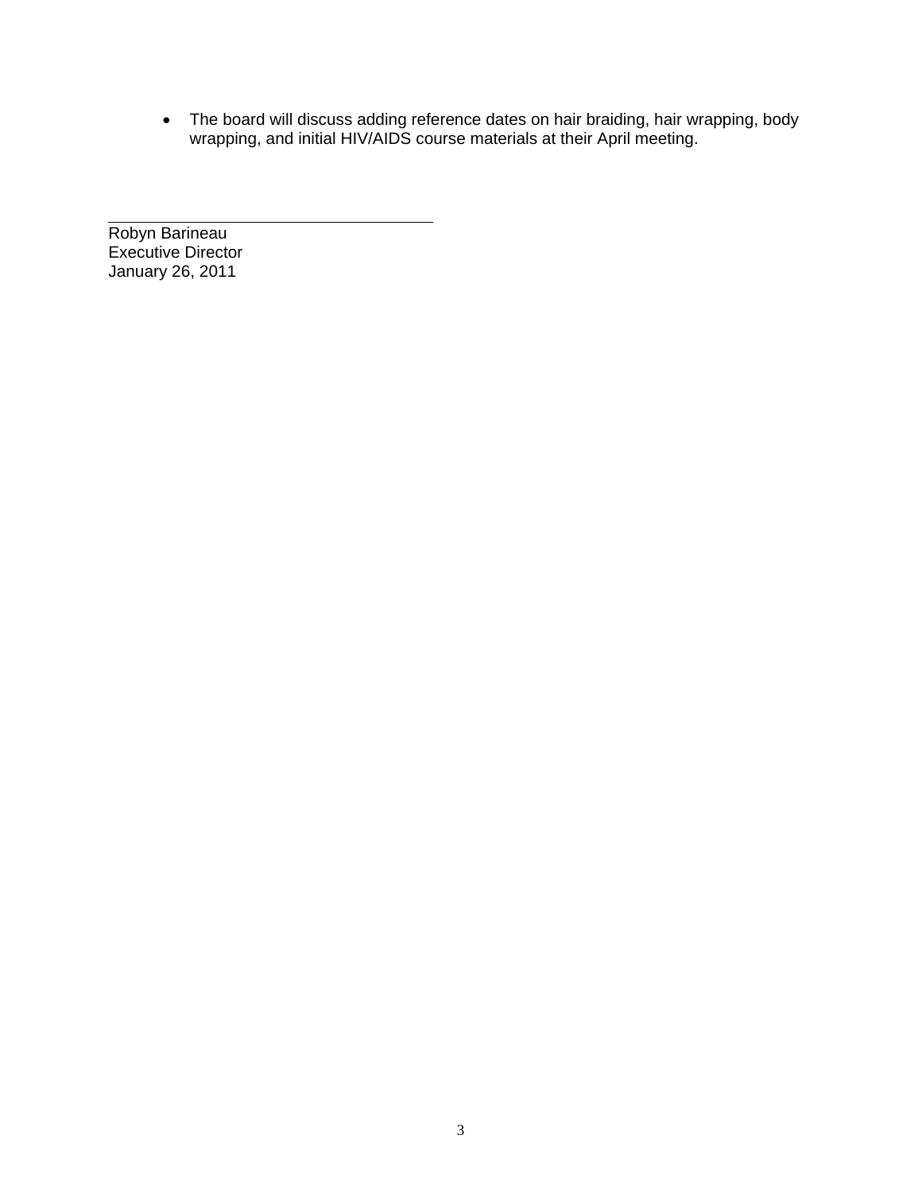- The board will discuss adding reference dates on hair braiding, hair wrapping, body wrapping, and initial HIV/AIDS course materials at their April meeting.

\_\_\_\_\_\_\_\_\_\_\_\_\_\_\_\_\_\_\_\_\_\_\_\_\_\_\_\_\_\_\_\_\_\_\_\_

Robyn Barineau
Executive Director
January 26, 2011